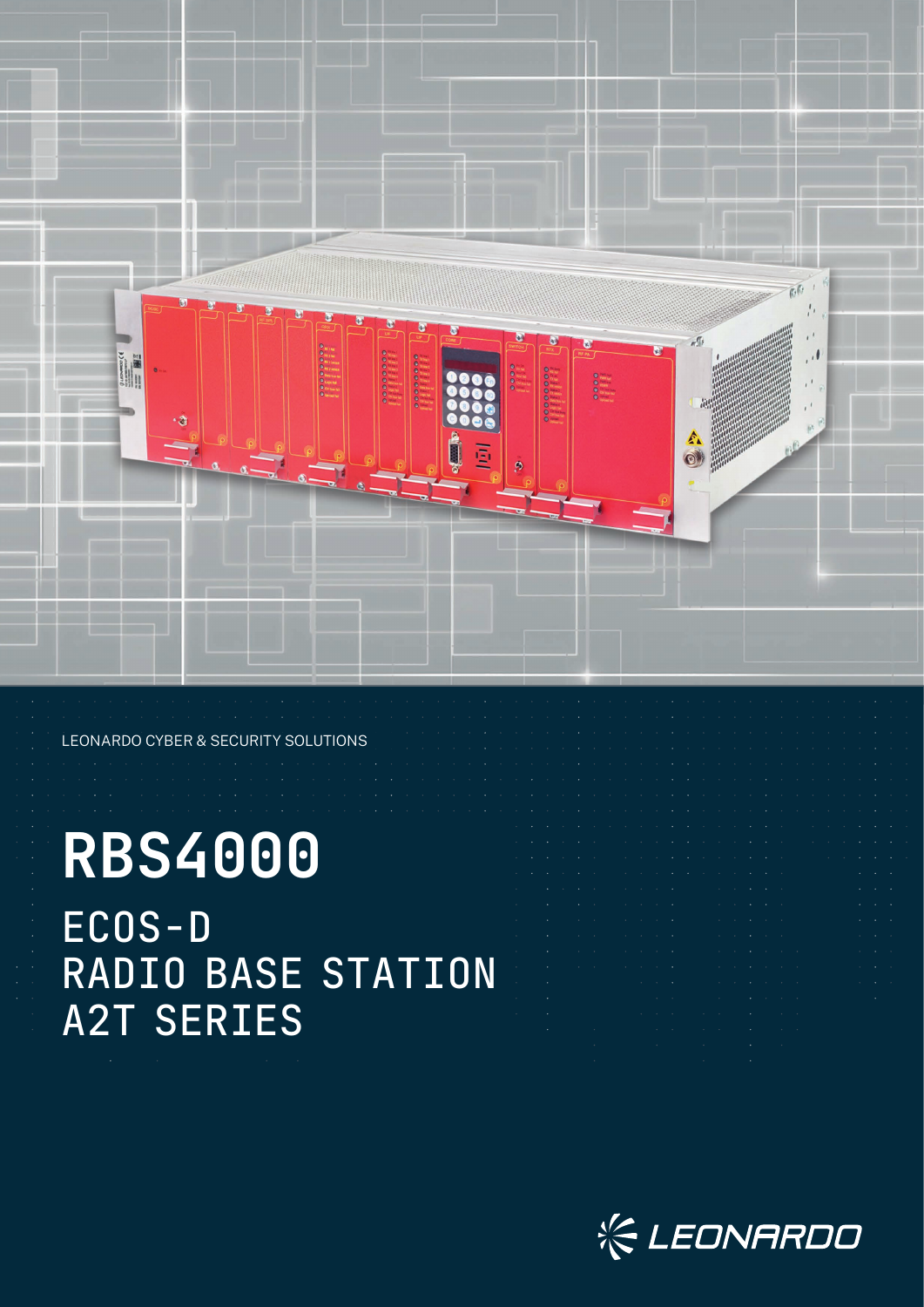LEONARDO CYBER & SECURITY SOLUTIONS

# RBS4000

## ECOS-D
## RADIO BASE STATION
## A2T SERIES

LEONARDO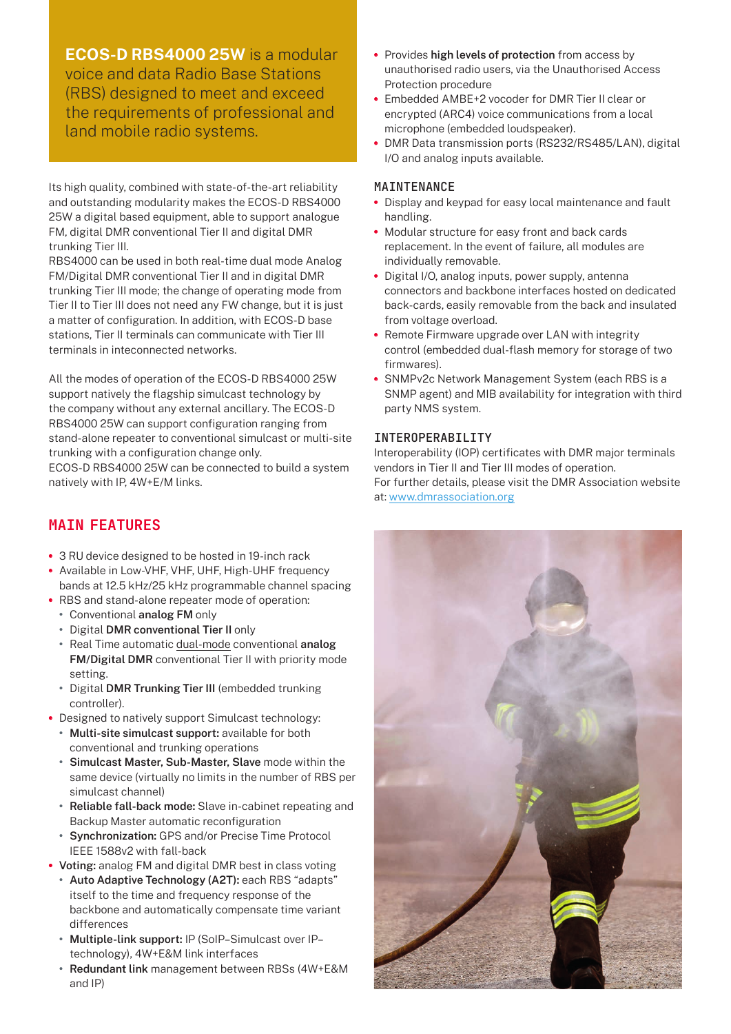**ECOS-D RBS4000 25W** is a modular voice and data Radio Base Stations (RBS) designed to meet and exceed the requirements of professional and land mobile radio systems.

Its high quality, combined with state-of-the-art reliability and outstanding modularity makes the ECOS-D RBS4000 25W a digital based equipment, able to support analogue FM, digital DMR conventional Tier II and digital DMR trunking Tier III.
RBS4000 can be used in both real-time dual mode Analog FM/Digital DMR conventional Tier II and in digital DMR trunking Tier III mode; the change of operating mode from Tier II to Tier III does not need any FW change, but it is just a matter of configuration. In addition, with ECOS-D base stations, Tier II terminals can communicate with Tier III terminals in inteconnected networks.

All the modes of operation of the ECOS-D RBS4000 25W support natively the flagship simulcast technology by the company without any external ancillary. The ECOS-D RBS4000 25W can support configuration ranging from stand-alone repeater to conventional simulcast or multi-site trunking with a configuration change only.
ECOS-D RBS4000 25W can be connected to build a system natively with IP, 4W+E/M links.

## MAIN FEATURES

- 3 RU device designed to be hosted in 19-inch rack
- Available in Low-VHF, VHF, UHF, High-UHF frequency bands at 12.5 kHz/25 kHz programmable channel spacing
- RBS and stand-alone repeater mode of operation:
  - Conventional **analog FM** only
  - Digital **DMR conventional Tier II** only
  - Real Time automatic dual-mode conventional **analog FM/Digital DMR** conventional Tier II with priority mode setting.
  - Digital **DMR Trunking Tier III** (embedded trunking controller).
- Designed to natively support Simulcast technology:
  - **Multi-site simulcast support:** available for both conventional and trunking operations
  - **Simulcast Master, Sub-Master, Slave** mode within the same device (virtually no limits in the number of RBS per simulcast channel)
  - **Reliable fall-back mode:** Slave in-cabinet repeating and Backup Master automatic reconfiguration
  - **Synchronization:** GPS and/or Precise Time Protocol IEEE 1588v2 with fall-back
- **Voting:** analog FM and digital DMR best in class voting
  - **Auto Adaptive Technology (A2T):** each RBS "adapts" itself to the time and frequency response of the backbone and automatically compensate time variant differences
  - **Multiple-link support:** IP (SoIP–Simulcast over IP–technology), 4W+E&M link interfaces
  - **Redundant link** management between RBSs (4W+E&M and IP)
- Provides **high levels of protection** from access by unauthorised radio users, via the Unauthorised Access Protection procedure
- Embedded AMBE+2 vocoder for DMR Tier II clear or encrypted (ARC4) voice communications from a local microphone (embedded loudspeaker).
- DMR Data transmission ports (RS232/RS485/LAN), digital I/O and analog inputs available.

### MAINTENANCE

- Display and keypad for easy local maintenance and fault handling.
- Modular structure for easy front and back cards replacement. In the event of failure, all modules are individually removable.
- Digital I/O, analog inputs, power supply, antenna connectors and backbone interfaces hosted on dedicated back-cards, easily removable from the back and insulated from voltage overload.
- Remote Firmware upgrade over LAN with integrity control (embedded dual-flash memory for storage of two firmwares).
- SNMPv2c Network Management System (each RBS is a SNMP agent) and MIB availability for integration with third party NMS system.

### INTEROPERABILITY

Interoperability (IOP) certificates with DMR major terminals vendors in Tier II and Tier III modes of operation.
For further details, please visit the DMR Association website at: www.dmrassociation.org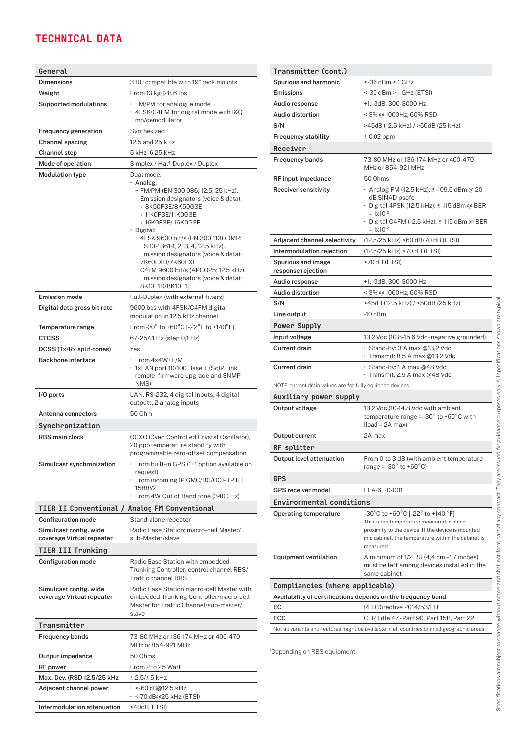# TECHNICAL DATA

| General | |
|---|---|
| Dimensions | 3 RU compatible with 19" rack mounts |
| Weight | From 13 kg [28.6 lbs][1] |
| Supported modulations | • FM/PM for analogue mode<br>• 4FSK/C4FM for digital mode with I&Q mo/demodulator |
| Frequency generation | Synthesized |
| Channel spacing | 12.5 and 25 kHz |
| Channel step | 5 kHz-6.25 kHz |
| Mode of operation | Simplex / Half-Duplex / Duplex |
| Modulation type | Dual mode:<br>• **Analog:**<br>– FM/PM (EN 300 086; 12.5, 25 kHz). Emission designators (voice & data):<br>› 8K50F3E/8K50G3E<br>› 11K0F3E/11K0G3E<br>› 16K0F3E/ 16K0G3E<br>• **Digital:**<br>– 4FSK 9600 bit/s (EN 300 113) (DMR: TS 102 361-1, 2, 3, 4, 12.5 kHz). Emission designators (voice & data); 7K60FXD/7K60FXE<br>– C4FM 9600 bit/s (APCO25; 12.5 kHz). Emission designators (voice & data); 8K10F1D/8K10F1E |
| Emission mode | Full-Duplex (with external filters) |
| Digital data gross bit rate | 9600 bps with 4FSK/C4FM digital modulation in 12.5 kHz channel |
| Temperature range | From -30° to +60°C [-22°F to +140°F] |
| CTCSS | 67-254.1 Hz (step 0,1 Hz) |
| DCSS (Tx/Rx split-tones) | Yes |
| Backbone interface | • From 4x4W+E/M<br>• 1xLAN port 10/100 Base T (SoIP Link, remote firmware upgrade and SNMP NMS) |
| I/O ports | LAN, RS-232, 4 digital inputs, 4 digital outputs, 2 analog inputs |
| Antenna connectors | 50 Ohm |

| Synchronization | |
|---|---|
| RBS main clock | OCXO (Oven Controlled Crystal Oscillator), 20 ppb temperature stability with programmable zero-offset compensation |
| Simulcast synchronization | • From built-in GPS (1+1 option available on request)<br>• From incoming IP GMC/BC/OC PTP IEEE 1588V2<br>• From 4W Out of Band tone (3400 Hz) |

| TIER II Conventional / Analog FM Conventional | |
|---|---|
| Configuration mode | Stand-alone repeater |
| Simulcast config. wide coverage Virtual repeater | Radio Base Station: macro-cell Master/ sub-Master/slave |

| TIER III Trunking | |
|---|---|
| Configuration mode | Radio Base Station with embedded Trunking Controller: control channel RBS/ Traffic channel RBS |
| Simulcast config. wide coverage Virtual repeater | Radio Base Station macro-cell Master with embedded Trunking Controller/macro-cell Master for Traffic Channel/sub-master/ slave |

| Transmitter | |
|---|---|
| Frequency bands | 73-80 MHz or 136-174 MHz or 400-470 MHz or 854-921 MHz |
| Output impedance | 50 Ohms |
| RF power | From 2 to 25 Watt |
| Max. Dev. (RSD 12.5/25 kHz | ± 2.5/± 5 kHz |
| Adjacent channel power | • <-60 dB@12.5 kHz<br>• <-70 dB@25 kHz (ETSI) |
| Intermodulation attenuation | >40dB (ETSI) |

| Transmitter (cont.) | |
|---|---|
| Spurious and harmonic | <-36 dBm < 1 GHz |
| Emissions | <-30 dBm > 1 GHz (ETSI) |
| Audio response | +1, -3dB; 300-3000 Hz |
| Audio distortion | < 3% @ 1000Hz; 60% RSD |
| S/N | >45dB (12.5 kHz) / >50dB (25 kHz) |
| Frequency stability | ± 0.02 ppm |

| Receiver | |
|---|---|
| Frequency bands | 73-80 MHz or 136-174 MHz or 400-470 MHz or 854-921 MHz |
| RF input impedance | 50 Ohms |
| Receiver sensitivity | • Analog FM (12.5 kHz): ≤ -109,5 dBm @ 20 dB SINAD psofo<br>• Digital 4FSK (12.5 kHz): ≤ -115 dBm @ BER = $1x10^{-2}$<br>• Digital C4FM (12.5 kHz): ≤ -115 dBm @ BER = $1x10^{-2}$ |
| Adjacent channel selectivity | (12.5/25 kHz) >60 dB/70 dB (ETSI) |
| Intermodulation rejection | (12.5/25 kHz) >70 dB (ETSI) |
| Spurious and image response rejection | >70 dB (ETSI) |
| Audio response | +1, -3dB; 300-3000 Hz |
| Audio distortion | < 3% @ 1000Hz; 60% RSD |
| S/N | >45dB (12.5 kHz) / >50dB (25 kHz) |
| Line output | -10 dBm |

| Power Supply | |
|---|---|
| Input voltage | 13.2 Vdc (10.8-15.6 Vdc - negative grounded) |
| Current drain | • Stand-by: 3 A max @13.2 Vdc<br>• Transmit: 8.5 A max @13.2 Vdc |
| Current drain | • Stand-by: 1 A max @48 Vdc<br>• Transmit: 2.5 A max @48 Vdc |

NOTE: current drain values are for fully equipped devices.

| Auxiliary power supply | |
|---|---|
| Output voltage | 13.2 Vdc (10-14.8 Vdc with ambient temperature range = -30° to +60°C with Iload = 2A max) |
| Output current | 2A max |

| RF splitter | |
|---|---|
| Output level attenuation | From 0 to 3 dB (with ambient temperature range = -30° to +60°C) |

| GPS | |
|---|---|
| GPS receiver model | LEA-6T-0-001 |

| Environmental conditions | |
|---|---|
| Operating temperature | -30°C to +60°C [-22° to +140 °F]<br>This is the temperature measured in close proximity to the device. If the device is mounted in a cabinet, the temperature within the cabinet is measured |
| Equipment ventilation | A minimum of 1/2 RU (4,4 cm - 1,7 inches) must be left among devices installed in the same cabinet |

| Compliancies (where applicable) | |
|---|---|
| Availability of certifications depends on the frequency band | |
| EC | RED Directive 2014/53/EU |
| FCC | CFR Title 47 - Part 90, Part 15B, Part 22 |

Not all variants and features might be available in all countries or in all geographic areas

[1]Depending on RBS equipment

Specifications are subject to change without notice and shall not form part of any contract. They are issued for guidance purposes only. All specifications shown are typical.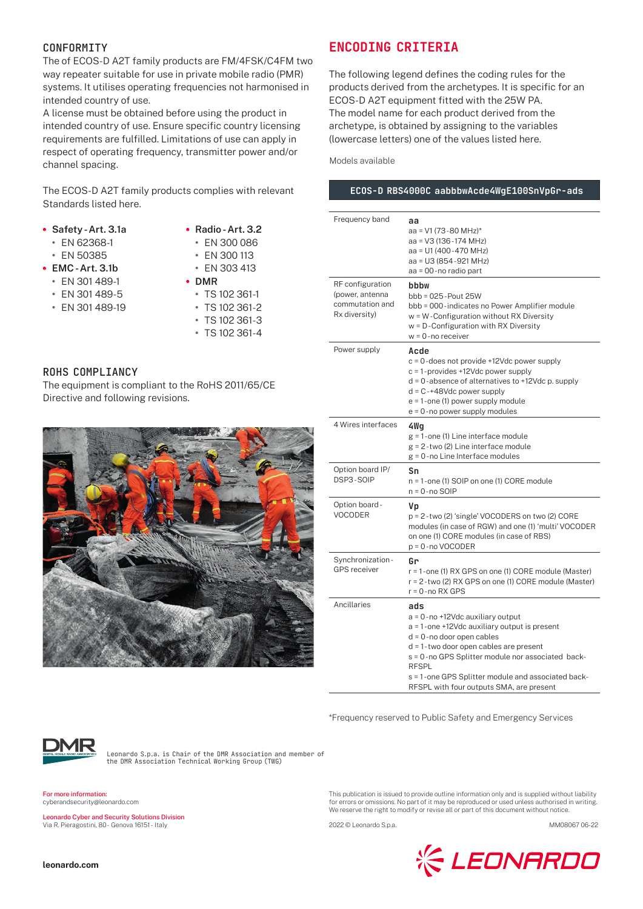## CONFORMITY

The of ECOS-D A2T family products are FM/4FSK/C4FM two way repeater suitable for use in private mobile radio (PMR) systems. It utilises operating frequencies not harmonised in intended country of use.

A license must be obtained before using the product in intended country of use. Ensure specific country licensing requirements are fulfilled. Limitations of use can apply in respect of operating frequency, transmitter power and/or channel spacing.

The ECOS-D A2T family products complies with relevant Standards listed here.

- **Safety - Art. 3.1a**
  - EN 62368-1
  - EN 50385
- **EMC - Art. 3.1b**
  - EN 301 489-1
  - EN 301 489-5
  - EN 301 489-19
- **Radio - Art. 3.2**
  - EN 300 086
  - EN 300 113
  - EN 303 413
- **DMR**
  - TS 102 361-1
  - TS 102 361-2
  - TS 102 361-3
  - TS 102 361-4

## ROHS COMPLIANCY

The equipment is compliant to the RoHS 2011/65/CE Directive and following revisions.

## ENCODING CRITERIA

The following legend defines the coding rules for the products derived from the archetypes. It is specific for an ECOS-D A2T equipment fitted with the 25W PA.
The model name for each product derived from the archetype, is obtained by assigning to the variables (lowercase letters) one of the values listed here.

Models available

| ECOS-D RBS4000C aabbbwAcde4WgE100SnVpGr-ads | |
|---|---|
| Frequency band | **aa**<br>aa = V1 (73-80 MHz)*<br>aa = V3 (136-174 MHz)<br>aa = U1 (400-470 MHz)<br>aa = U3 (854-921 MHz)<br>aa = 00-no radio part |
| RF configuration (power, antenna commutation and Rx diversity) | **bbbw**<br>bbb = 025-Pout 25W<br>bbb = 000-indicates no Power Amplifier module<br>w = W-Configuration without RX Diversity<br>w = D-Configuration with RX Diversity<br>w = 0-no receiver |
| Power supply | **Acde**<br>c = 0-does not provide +12Vdc power supply<br>c = 1-provides +12Vdc power supply<br>d = 0-absence of alternatives to +12Vdc p. supply<br>d = C-+48Vdc power supply<br>e = 1-one (1) power supply module<br>e = 0-no power supply modules |
| 4 Wires interfaces | **4Wg**<br>g = 1-one (1) Line interface module<br>g = 2-two (2) Line interface module<br>g = 0-no Line Interface modules |
| Option board IP/ DSP3-SOIP | **Sn**<br>n = 1-one (1) SOIP on one (1) CORE module<br>n = 0-no SOIP |
| Option board - VOCODER | **Vp**<br>p = 2-two (2) 'single' VOCODERS on two (2) CORE modules (in case of RGW) and one (1) 'multi' VOCODER on one (1) CORE modules (in case of RBS)<br>p = 0-no VOCODER |
| Synchronization - GPS receiver | **Gr**<br>r = 1-one (1) RX GPS on one (1) CORE module (Master)<br>r = 2-two (2) RX GPS on one (1) CORE module (Master)<br>r = 0-no RX GPS |
| Ancillaries | **ads**<br>a = 0-no +12Vdc auxiliary output<br>a = 1-one +12Vdc auxiliary output is present<br>d = 0-no door open cables<br>d = 1-two door open cables are present<br>s = 0-no GPS Splitter module nor associated back-RFSPL<br>s = 1-one GPS Splitter module and associated back-RFSPL with four outputs SMA, are present |

*Frequency reserved to Public Safety and Emergency Services

Leonardo S.p.a. is Chair of the DMR Association and member of the DMR Association Technical Working Group (TWG)

For more information:
cyberandsecurity@leonardo.com

Leonardo Cyber and Security Solutions Division
Via R. Pieragostini, 80 - Genova 16151 - Italy

leonardo.com

This publication is issued to provide outline information only and is supplied without liability for errors or omissions. No part of it may be reproduced or used unless authorised in writing. We reserve the right to modify or revise all or part of this document without notice.

2022 © Leonardo S.p.a.

MM08067 06-22